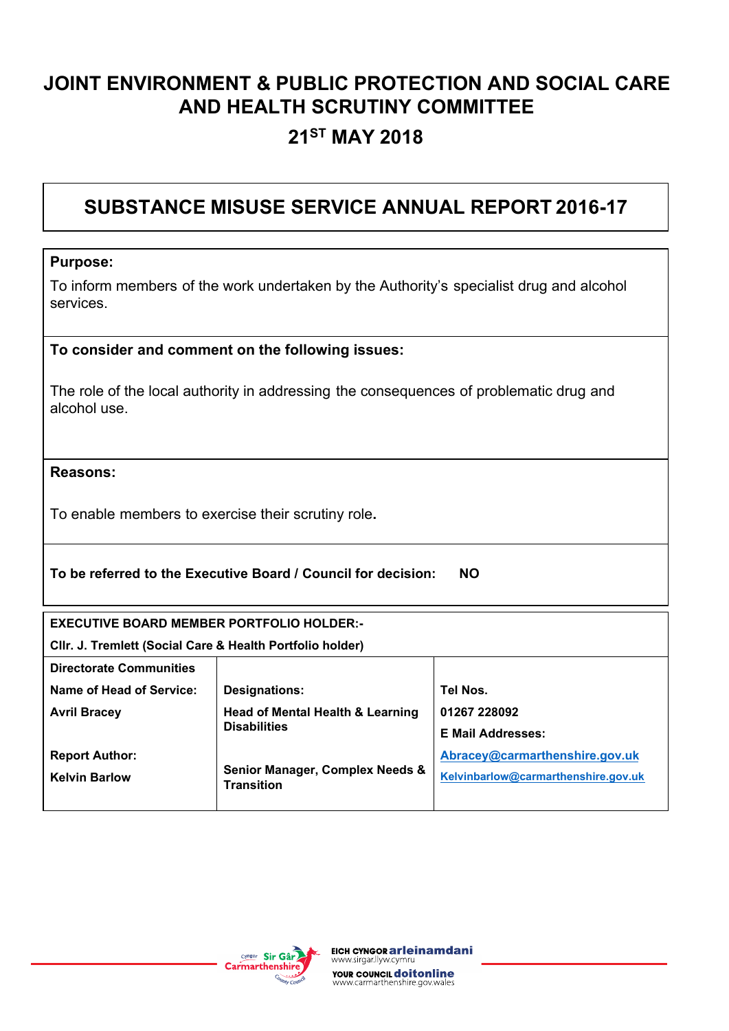# JOINT ENVIRONMENT & PUBLIC PROTECTION AND SOCIAL CARE AND HEALTH SCRUTINY COMMITTEE

## 21ST MAY 2018

## SUBSTANCE MISUSE SERVICE ANNUAL REPORT 2016-17

**Purpose:**

To inform members of the work undertaken by the Authority's specialist drug and alcohol services.

**To consider and comment on the following issues:**

The role of the local authority in addressing the consequences of problematic drug and alcohol use.

**Reasons:**

To enable members to exercise their scrutiny role**.**

**To be referred to the Executive Board / Council for decision: NO**

**EXECUTIVE BOARD MEMBER PORTFOLIO HOLDER:-**

**Cllr. J. Tremlett (Social Care & Health Portfolio holder)**

| **Directorate Communities** | | |
|---|---|---|
| **Name of Head of Service:** | **Designations:** | **Tel Nos.** |
| **Avril Bracey** | **Head of Mental Health & Learning Disabilities** | **01267 228092** |
| | | **E Mail Addresses:** |
| **Report Author:** | | **Abracey@carmarthenshire.gov.uk** |
| **Kelvin Barlow** | **Senior Manager, Complex Needs & Transition** | **Kelvinbarlow@carmarthenshire.gov.uk** |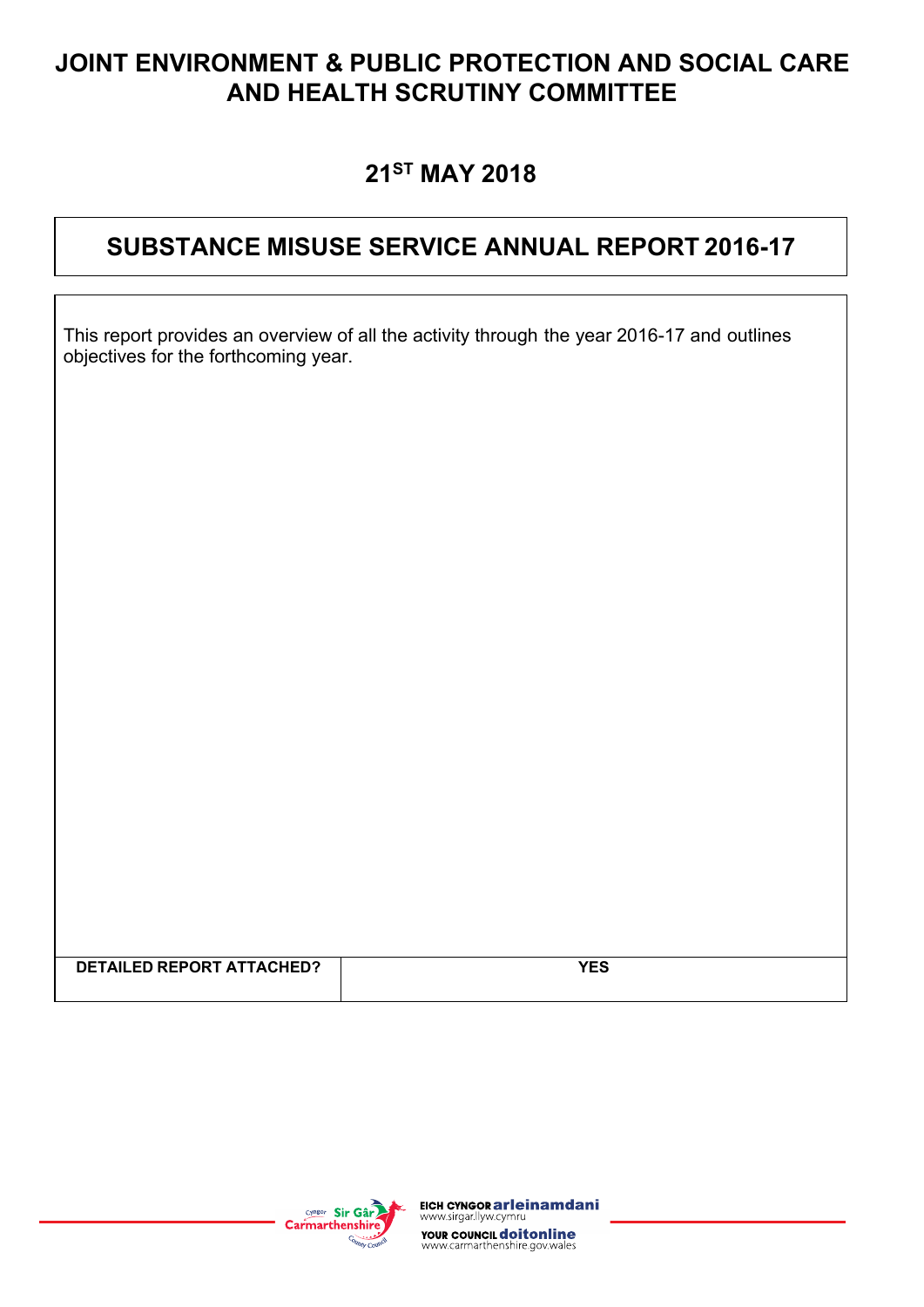# JOINT ENVIRONMENT & PUBLIC PROTECTION AND SOCIAL CARE AND HEALTH SCRUTINY COMMITTEE

## 21ST MAY 2018

## SUBSTANCE MISUSE SERVICE ANNUAL REPORT 2016-17

This report provides an overview of all the activity through the year 2016-17 and outlines objectives for the forthcoming year.

| DETAILED REPORT ATTACHED? | YES |
|---|---|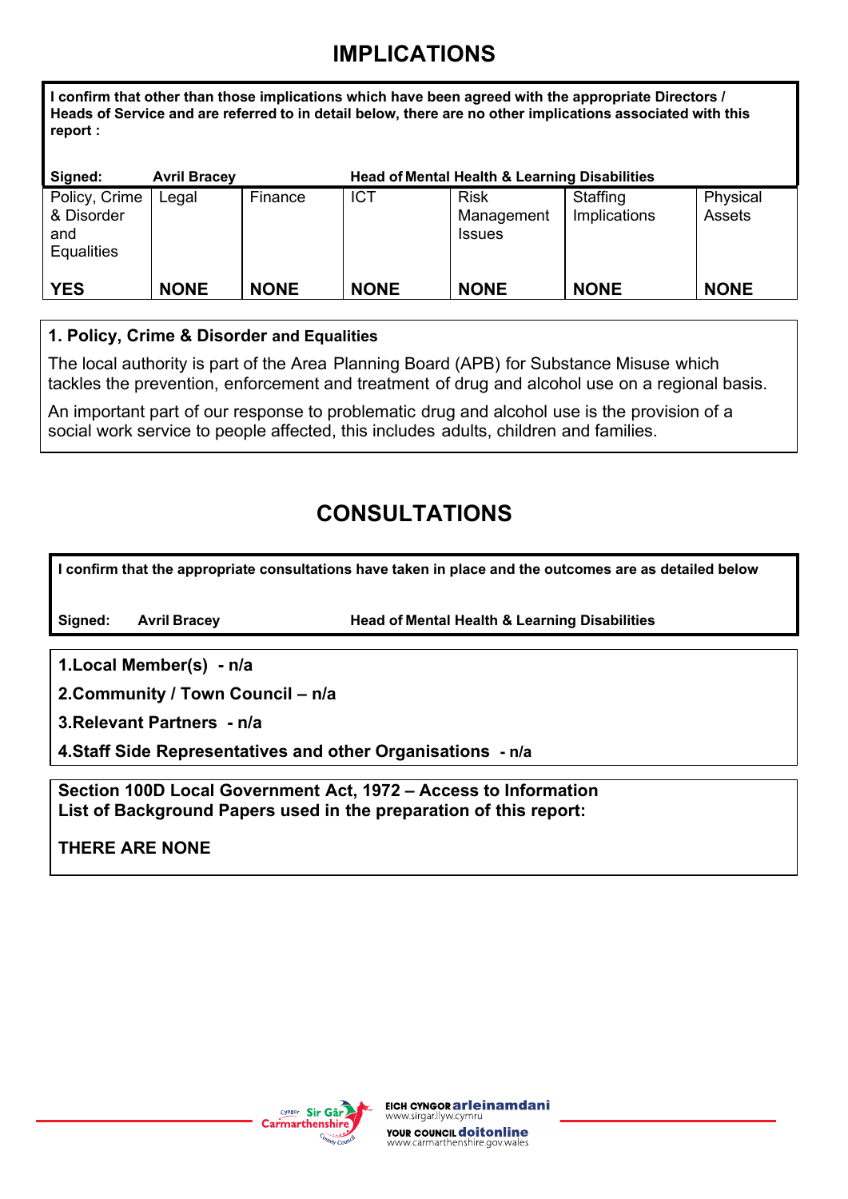# IMPLICATIONS

**I confirm that other than those implications which have been agreed with the appropriate Directors / Heads of Service and are referred to in detail below, there are no other implications associated with this report :**

**Signed: Avril Bracey    Head of Mental Health & Learning Disabilities**

| Policy, Crime & Disorder and Equalities | Legal | Finance | ICT | Risk Management Issues | Staffing Implications | Physical Assets |
|---|---|---|---|---|---|---|
| **YES** | **NONE** | **NONE** | **NONE** | **NONE** | **NONE** | **NONE** |

**1. Policy, Crime & Disorder and Equalities**

The local authority is part of the Area Planning Board (APB) for Substance Misuse which tackles the prevention, enforcement and treatment of drug and alcohol use on a regional basis.

An important part of our response to problematic drug and alcohol use is the provision of a social work service to people affected, this includes adults, children and families.

# CONSULTATIONS

**I confirm that the appropriate consultations have taken in place and the outcomes are as detailed below**

**Signed: Avril Bracey    Head of Mental Health & Learning Disabilities**

**1.Local Member(s) - n/a**

**2.Community / Town Council – n/a**

**3.Relevant Partners - n/a**

**4.Staff Side Representatives and other Organisations - n/a**

**Section 100D Local Government Act, 1972 – Access to Information**
**List of Background Papers used in the preparation of this report:**

**THERE ARE NONE**